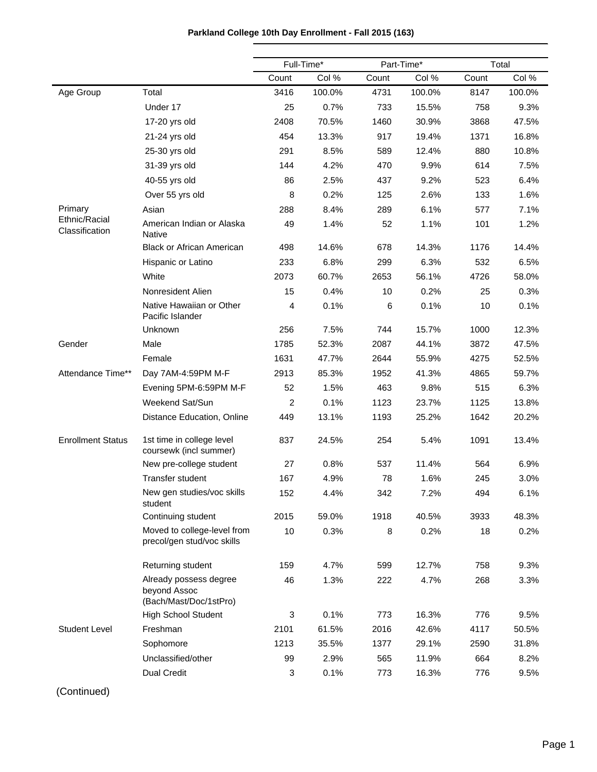**Parkland College 10th Day Enrollment - Fall 2015 (163)**

| | | Full-Time* | | Part-Time* | | Total | |
|---|---|---|---|---|---|---|---|
| | | Count | Col % | Count | Col % | Count | Col % |
| Age Group | Total | 3416 | 100.0% | 4731 | 100.0% | 8147 | 100.0% |
| | Under 17 | 25 | 0.7% | 733 | 15.5% | 758 | 9.3% |
| | 17-20 yrs old | 2408 | 70.5% | 1460 | 30.9% | 3868 | 47.5% |
| | 21-24 yrs old | 454 | 13.3% | 917 | 19.4% | 1371 | 16.8% |
| | 25-30 yrs old | 291 | 8.5% | 589 | 12.4% | 880 | 10.8% |
| | 31-39 yrs old | 144 | 4.2% | 470 | 9.9% | 614 | 7.5% |
| | 40-55 yrs old | 86 | 2.5% | 437 | 9.2% | 523 | 6.4% |
| | Over 55 yrs old | 8 | 0.2% | 125 | 2.6% | 133 | 1.6% |
| Primary Ethnic/Racial Classification | Asian | 288 | 8.4% | 289 | 6.1% | 577 | 7.1% |
| | American Indian or Alaska Native | 49 | 1.4% | 52 | 1.1% | 101 | 1.2% |
| | Black or African American | 498 | 14.6% | 678 | 14.3% | 1176 | 14.4% |
| | Hispanic or Latino | 233 | 6.8% | 299 | 6.3% | 532 | 6.5% |
| | White | 2073 | 60.7% | 2653 | 56.1% | 4726 | 58.0% |
| | Nonresident Alien | 15 | 0.4% | 10 | 0.2% | 25 | 0.3% |
| | Native Hawaiian or Other Pacific Islander | 4 | 0.1% | 6 | 0.1% | 10 | 0.1% |
| | Unknown | 256 | 7.5% | 744 | 15.7% | 1000 | 12.3% |
| Gender | Male | 1785 | 52.3% | 2087 | 44.1% | 3872 | 47.5% |
| | Female | 1631 | 47.7% | 2644 | 55.9% | 4275 | 52.5% |
| Attendance Time** | Day 7AM-4:59PM M-F | 2913 | 85.3% | 1952 | 41.3% | 4865 | 59.7% |
| | Evening 5PM-6:59PM M-F | 52 | 1.5% | 463 | 9.8% | 515 | 6.3% |
| | Weekend Sat/Sun | 2 | 0.1% | 1123 | 23.7% | 1125 | 13.8% |
| | Distance Education, Online | 449 | 13.1% | 1193 | 25.2% | 1642 | 20.2% |
| Enrollment Status | 1st time in college level coursewk (incl summer) | 837 | 24.5% | 254 | 5.4% | 1091 | 13.4% |
| | New pre-college student | 27 | 0.8% | 537 | 11.4% | 564 | 6.9% |
| | Transfer student | 167 | 4.9% | 78 | 1.6% | 245 | 3.0% |
| | New gen studies/voc skills student | 152 | 4.4% | 342 | 7.2% | 494 | 6.1% |
| | Continuing student | 2015 | 59.0% | 1918 | 40.5% | 3933 | 48.3% |
| | Moved to college-level from precol/gen stud/voc skills | 10 | 0.3% | 8 | 0.2% | 18 | 0.2% |
| | Returning student | 159 | 4.7% | 599 | 12.7% | 758 | 9.3% |
| | Already possess degree beyond Assoc (Bach/Mast/Doc/1stPro) | 46 | 1.3% | 222 | 4.7% | 268 | 3.3% |
| | High School Student | 3 | 0.1% | 773 | 16.3% | 776 | 9.5% |
| Student Level | Freshman | 2101 | 61.5% | 2016 | 42.6% | 4117 | 50.5% |
| | Sophomore | 1213 | 35.5% | 1377 | 29.1% | 2590 | 31.8% |
| | Unclassified/other | 99 | 2.9% | 565 | 11.9% | 664 | 8.2% |
| | Dual Credit | 3 | 0.1% | 773 | 16.3% | 776 | 9.5% |

(Continued)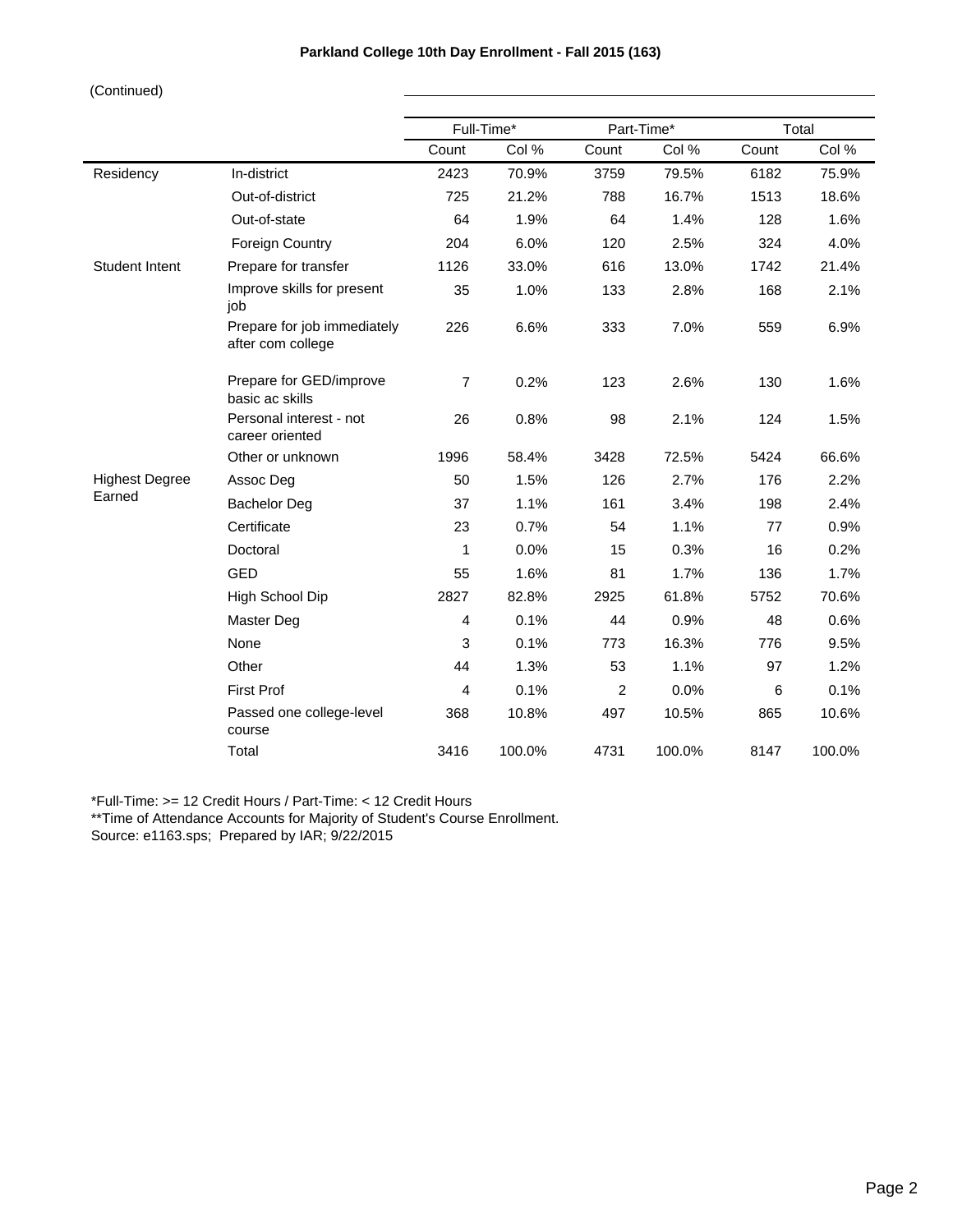**Parkland College 10th Day Enrollment - Fall 2015 (163)**

(Continued)

| | | Full-Time* | | Part-Time* | | Total | |
|---|---|---|---|---|---|---|---|
| | | Count | Col % | Count | Col % | Count | Col % |
| Residency | In-district | 2423 | 70.9% | 3759 | 79.5% | 6182 | 75.9% |
| | Out-of-district | 725 | 21.2% | 788 | 16.7% | 1513 | 18.6% |
| | Out-of-state | 64 | 1.9% | 64 | 1.4% | 128 | 1.6% |
| | Foreign Country | 204 | 6.0% | 120 | 2.5% | 324 | 4.0% |
| Student Intent | Prepare for transfer | 1126 | 33.0% | 616 | 13.0% | 1742 | 21.4% |
| | Improve skills for present job | 35 | 1.0% | 133 | 2.8% | 168 | 2.1% |
| | Prepare for job immediately after com college | 226 | 6.6% | 333 | 7.0% | 559 | 6.9% |
| | Prepare for GED/improve basic ac skills | 7 | 0.2% | 123 | 2.6% | 130 | 1.6% |
| | Personal interest - not career oriented | 26 | 0.8% | 98 | 2.1% | 124 | 1.5% |
| | Other or unknown | 1996 | 58.4% | 3428 | 72.5% | 5424 | 66.6% |
| Highest Degree Earned | Assoc Deg | 50 | 1.5% | 126 | 2.7% | 176 | 2.2% |
| | Bachelor Deg | 37 | 1.1% | 161 | 3.4% | 198 | 2.4% |
| | Certificate | 23 | 0.7% | 54 | 1.1% | 77 | 0.9% |
| | Doctoral | 1 | 0.0% | 15 | 0.3% | 16 | 0.2% |
| | GED | 55 | 1.6% | 81 | 1.7% | 136 | 1.7% |
| | High School Dip | 2827 | 82.8% | 2925 | 61.8% | 5752 | 70.6% |
| | Master Deg | 4 | 0.1% | 44 | 0.9% | 48 | 0.6% |
| | None | 3 | 0.1% | 773 | 16.3% | 776 | 9.5% |
| | Other | 44 | 1.3% | 53 | 1.1% | 97 | 1.2% |
| | First Prof | 4 | 0.1% | 2 | 0.0% | 6 | 0.1% |
| | Passed one college-level course | 368 | 10.8% | 497 | 10.5% | 865 | 10.6% |
| | Total | 3416 | 100.0% | 4731 | 100.0% | 8147 | 100.0% |

*Full-Time: >= 12 Credit Hours / Part-Time: < 12 Credit Hours
**Time of Attendance Accounts for Majority of Student's Course Enrollment.
Source: e1163.sps; Prepared by IAR; 9/22/2015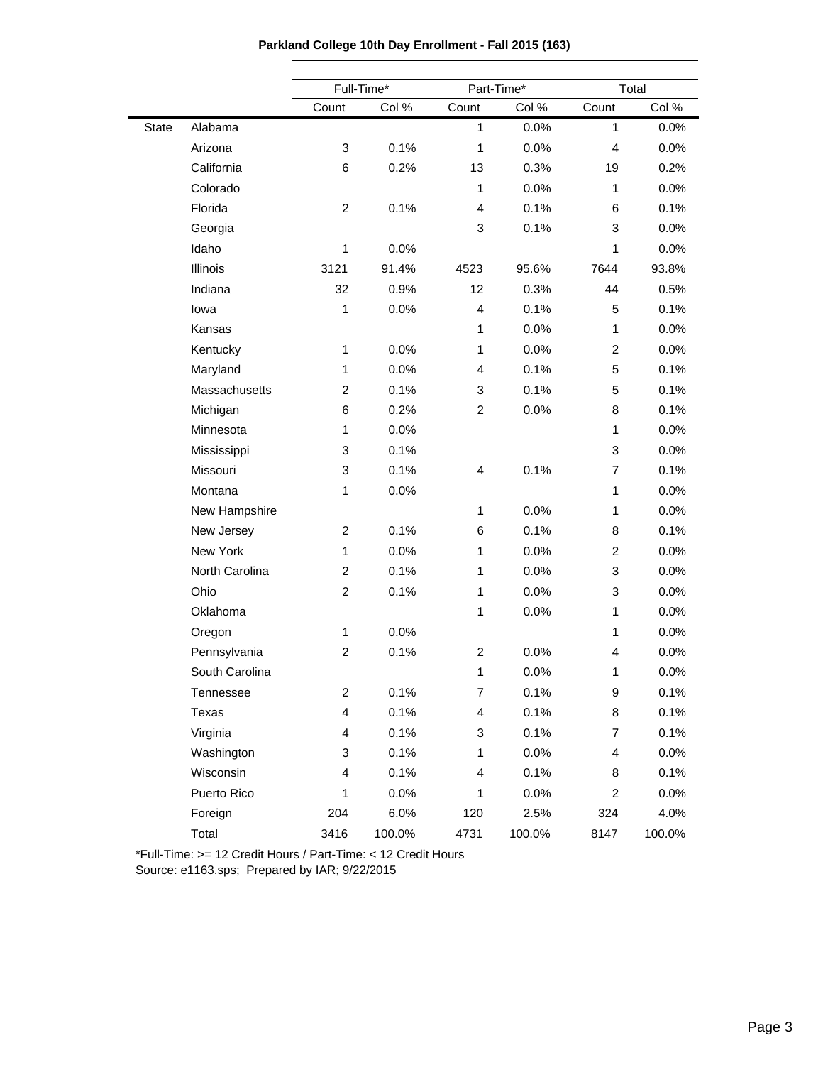**Parkland College 10th Day Enrollment - Fall 2015 (163)**

| | | Full-Time* | | Part-Time* | | Total | |
|---|---|---|---|---|---|---|---|
| | | Count | Col % | Count | Col % | Count | Col % |
| State | Alabama | | | 1 | 0.0% | 1 | 0.0% |
| | Arizona | 3 | 0.1% | 1 | 0.0% | 4 | 0.0% |
| | California | 6 | 0.2% | 13 | 0.3% | 19 | 0.2% |
| | Colorado | | | 1 | 0.0% | 1 | 0.0% |
| | Florida | 2 | 0.1% | 4 | 0.1% | 6 | 0.1% |
| | Georgia | | | 3 | 0.1% | 3 | 0.0% |
| | Idaho | 1 | 0.0% | | | 1 | 0.0% |
| | Illinois | 3121 | 91.4% | 4523 | 95.6% | 7644 | 93.8% |
| | Indiana | 32 | 0.9% | 12 | 0.3% | 44 | 0.5% |
| | Iowa | 1 | 0.0% | 4 | 0.1% | 5 | 0.1% |
| | Kansas | | | 1 | 0.0% | 1 | 0.0% |
| | Kentucky | 1 | 0.0% | 1 | 0.0% | 2 | 0.0% |
| | Maryland | 1 | 0.0% | 4 | 0.1% | 5 | 0.1% |
| | Massachusetts | 2 | 0.1% | 3 | 0.1% | 5 | 0.1% |
| | Michigan | 6 | 0.2% | 2 | 0.0% | 8 | 0.1% |
| | Minnesota | 1 | 0.0% | | | 1 | 0.0% |
| | Mississippi | 3 | 0.1% | | | 3 | 0.0% |
| | Missouri | 3 | 0.1% | 4 | 0.1% | 7 | 0.1% |
| | Montana | 1 | 0.0% | | | 1 | 0.0% |
| | New Hampshire | | | 1 | 0.0% | 1 | 0.0% |
| | New Jersey | 2 | 0.1% | 6 | 0.1% | 8 | 0.1% |
| | New York | 1 | 0.0% | 1 | 0.0% | 2 | 0.0% |
| | North Carolina | 2 | 0.1% | 1 | 0.0% | 3 | 0.0% |
| | Ohio | 2 | 0.1% | 1 | 0.0% | 3 | 0.0% |
| | Oklahoma | | | 1 | 0.0% | 1 | 0.0% |
| | Oregon | 1 | 0.0% | | | 1 | 0.0% |
| | Pennsylvania | 2 | 0.1% | 2 | 0.0% | 4 | 0.0% |
| | South Carolina | | | 1 | 0.0% | 1 | 0.0% |
| | Tennessee | 2 | 0.1% | 7 | 0.1% | 9 | 0.1% |
| | Texas | 4 | 0.1% | 4 | 0.1% | 8 | 0.1% |
| | Virginia | 4 | 0.1% | 3 | 0.1% | 7 | 0.1% |
| | Washington | 3 | 0.1% | 1 | 0.0% | 4 | 0.0% |
| | Wisconsin | 4 | 0.1% | 4 | 0.1% | 8 | 0.1% |
| | Puerto Rico | 1 | 0.0% | 1 | 0.0% | 2 | 0.0% |
| | Foreign | 204 | 6.0% | 120 | 2.5% | 324 | 4.0% |
| | Total | 3416 | 100.0% | 4731 | 100.0% | 8147 | 100.0% |

*Full-Time: >= 12 Credit Hours / Part-Time: < 12 Credit Hours
Source: e1163.sps; Prepared by IAR; 9/22/2015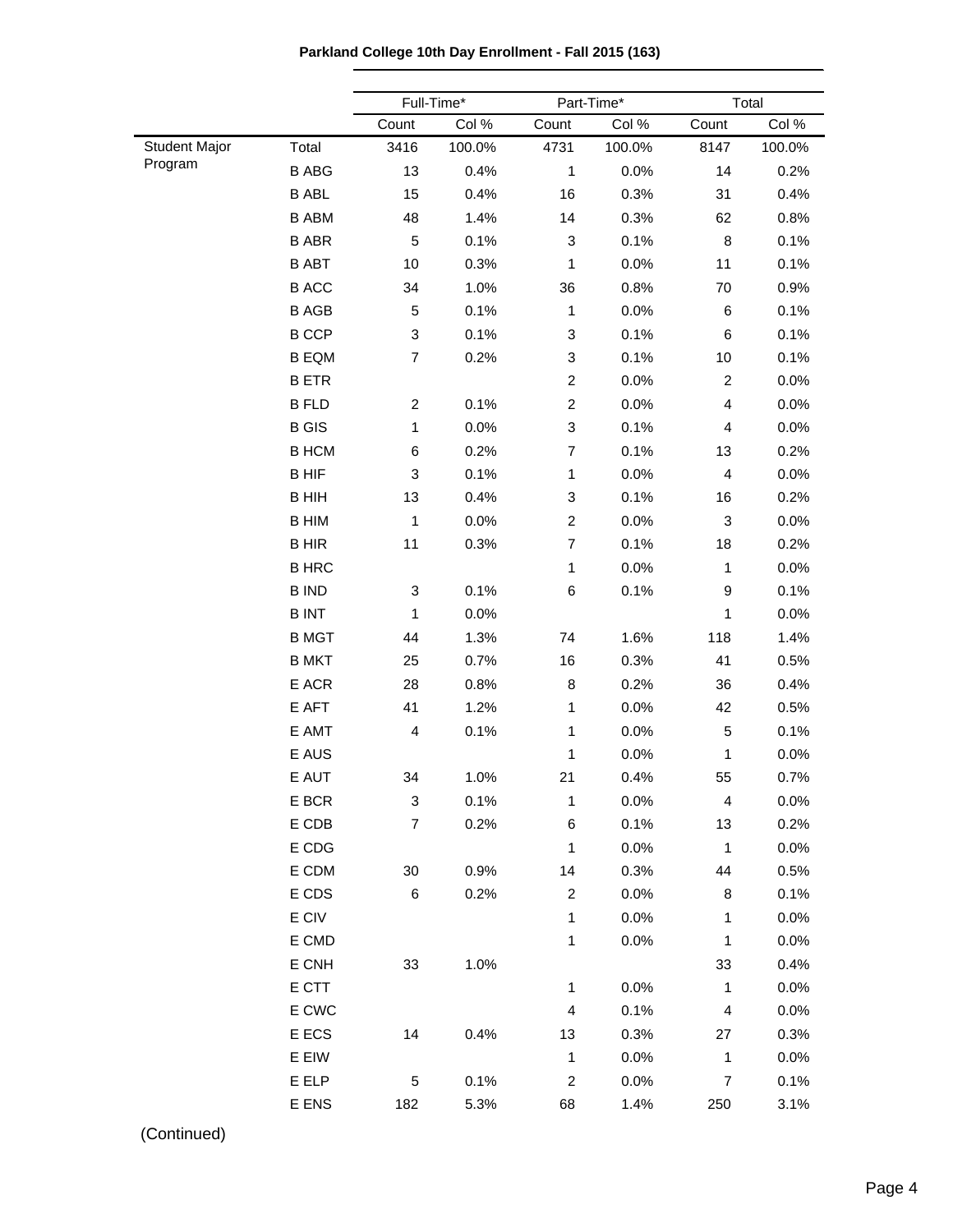**Parkland College 10th Day Enrollment - Fall 2015 (163)**

| | | Full-Time* | | Part-Time* | | Total | |
|---|---|---|---|---|---|---|---|
| | | Count | Col % | Count | Col % | Count | Col % |
| Student Major Program | Total | 3416 | 100.0% | 4731 | 100.0% | 8147 | 100.0% |
| | B ABG | 13 | 0.4% | 1 | 0.0% | 14 | 0.2% |
| | B ABL | 15 | 0.4% | 16 | 0.3% | 31 | 0.4% |
| | B ABM | 48 | 1.4% | 14 | 0.3% | 62 | 0.8% |
| | B ABR | 5 | 0.1% | 3 | 0.1% | 8 | 0.1% |
| | B ABT | 10 | 0.3% | 1 | 0.0% | 11 | 0.1% |
| | B ACC | 34 | 1.0% | 36 | 0.8% | 70 | 0.9% |
| | B AGB | 5 | 0.1% | 1 | 0.0% | 6 | 0.1% |
| | B CCP | 3 | 0.1% | 3 | 0.1% | 6 | 0.1% |
| | B EQM | 7 | 0.2% | 3 | 0.1% | 10 | 0.1% |
| | B ETR | | | 2 | 0.0% | 2 | 0.0% |
| | B FLD | 2 | 0.1% | 2 | 0.0% | 4 | 0.0% |
| | B GIS | 1 | 0.0% | 3 | 0.1% | 4 | 0.0% |
| | B HCM | 6 | 0.2% | 7 | 0.1% | 13 | 0.2% |
| | B HIF | 3 | 0.1% | 1 | 0.0% | 4 | 0.0% |
| | B HIH | 13 | 0.4% | 3 | 0.1% | 16 | 0.2% |
| | B HIM | 1 | 0.0% | 2 | 0.0% | 3 | 0.0% |
| | B HIR | 11 | 0.3% | 7 | 0.1% | 18 | 0.2% |
| | B HRC | | | 1 | 0.0% | 1 | 0.0% |
| | B IND | 3 | 0.1% | 6 | 0.1% | 9 | 0.1% |
| | B INT | 1 | 0.0% | | | 1 | 0.0% |
| | B MGT | 44 | 1.3% | 74 | 1.6% | 118 | 1.4% |
| | B MKT | 25 | 0.7% | 16 | 0.3% | 41 | 0.5% |
| | E ACR | 28 | 0.8% | 8 | 0.2% | 36 | 0.4% |
| | E AFT | 41 | 1.2% | 1 | 0.0% | 42 | 0.5% |
| | E AMT | 4 | 0.1% | 1 | 0.0% | 5 | 0.1% |
| | E AUS | | | 1 | 0.0% | 1 | 0.0% |
| | E AUT | 34 | 1.0% | 21 | 0.4% | 55 | 0.7% |
| | E BCR | 3 | 0.1% | 1 | 0.0% | 4 | 0.0% |
| | E CDB | 7 | 0.2% | 6 | 0.1% | 13 | 0.2% |
| | E CDG | | | 1 | 0.0% | 1 | 0.0% |
| | E CDM | 30 | 0.9% | 14 | 0.3% | 44 | 0.5% |
| | E CDS | 6 | 0.2% | 2 | 0.0% | 8 | 0.1% |
| | E CIV | | | 1 | 0.0% | 1 | 0.0% |
| | E CMD | | | 1 | 0.0% | 1 | 0.0% |
| | E CNH | 33 | 1.0% | | | 33 | 0.4% |
| | E CTT | | | 1 | 0.0% | 1 | 0.0% |
| | E CWC | | | 4 | 0.1% | 4 | 0.0% |
| | E ECS | 14 | 0.4% | 13 | 0.3% | 27 | 0.3% |
| | E EIW | | | 1 | 0.0% | 1 | 0.0% |
| | E ELP | 5 | 0.1% | 2 | 0.0% | 7 | 0.1% |
| | E ENS | 182 | 5.3% | 68 | 1.4% | 250 | 3.1% |

(Continued)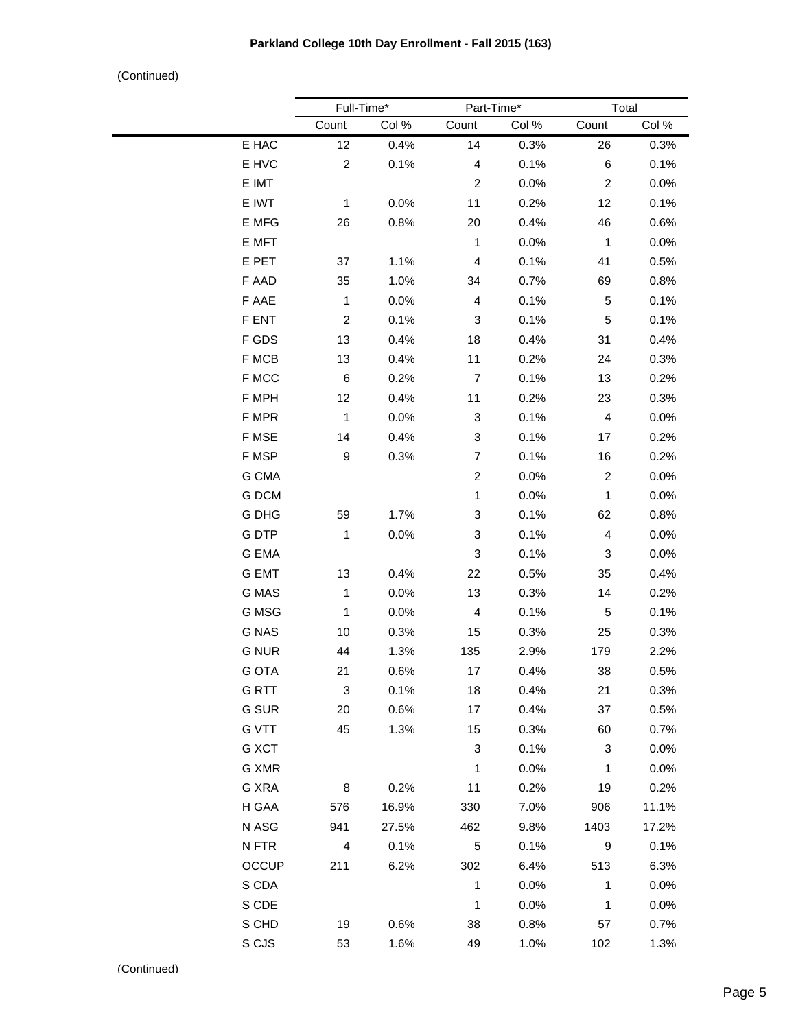**Parkland College 10th Day Enrollment - Fall 2015 (163)**

(Continued)

| | Full-Time* | | Part-Time* | | Total | |
|---|---|---|---|---|---|---|
| | Count | Col % | Count | Col % | Count | Col % |
| E HAC | 12 | 0.4% | 14 | 0.3% | 26 | 0.3% |
| E HVC | 2 | 0.1% | 4 | 0.1% | 6 | 0.1% |
| E IMT | | | 2 | 0.0% | 2 | 0.0% |
| E IWT | 1 | 0.0% | 11 | 0.2% | 12 | 0.1% |
| E MFG | 26 | 0.8% | 20 | 0.4% | 46 | 0.6% |
| E MFT | | | 1 | 0.0% | 1 | 0.0% |
| E PET | 37 | 1.1% | 4 | 0.1% | 41 | 0.5% |
| F AAD | 35 | 1.0% | 34 | 0.7% | 69 | 0.8% |
| F AAE | 1 | 0.0% | 4 | 0.1% | 5 | 0.1% |
| F ENT | 2 | 0.1% | 3 | 0.1% | 5 | 0.1% |
| F GDS | 13 | 0.4% | 18 | 0.4% | 31 | 0.4% |
| F MCB | 13 | 0.4% | 11 | 0.2% | 24 | 0.3% |
| F MCC | 6 | 0.2% | 7 | 0.1% | 13 | 0.2% |
| F MPH | 12 | 0.4% | 11 | 0.2% | 23 | 0.3% |
| F MPR | 1 | 0.0% | 3 | 0.1% | 4 | 0.0% |
| F MSE | 14 | 0.4% | 3 | 0.1% | 17 | 0.2% |
| F MSP | 9 | 0.3% | 7 | 0.1% | 16 | 0.2% |
| G CMA | | | 2 | 0.0% | 2 | 0.0% |
| G DCM | | | 1 | 0.0% | 1 | 0.0% |
| G DHG | 59 | 1.7% | 3 | 0.1% | 62 | 0.8% |
| G DTP | 1 | 0.0% | 3 | 0.1% | 4 | 0.0% |
| G EMA | | | 3 | 0.1% | 3 | 0.0% |
| G EMT | 13 | 0.4% | 22 | 0.5% | 35 | 0.4% |
| G MAS | 1 | 0.0% | 13 | 0.3% | 14 | 0.2% |
| G MSG | 1 | 0.0% | 4 | 0.1% | 5 | 0.1% |
| G NAS | 10 | 0.3% | 15 | 0.3% | 25 | 0.3% |
| G NUR | 44 | 1.3% | 135 | 2.9% | 179 | 2.2% |
| G OTA | 21 | 0.6% | 17 | 0.4% | 38 | 0.5% |
| G RTT | 3 | 0.1% | 18 | 0.4% | 21 | 0.3% |
| G SUR | 20 | 0.6% | 17 | 0.4% | 37 | 0.5% |
| G VTT | 45 | 1.3% | 15 | 0.3% | 60 | 0.7% |
| G XCT | | | 3 | 0.1% | 3 | 0.0% |
| G XMR | | | 1 | 0.0% | 1 | 0.0% |
| G XRA | 8 | 0.2% | 11 | 0.2% | 19 | 0.2% |
| H GAA | 576 | 16.9% | 330 | 7.0% | 906 | 11.1% |
| N ASG | 941 | 27.5% | 462 | 9.8% | 1403 | 17.2% |
| N FTR | 4 | 0.1% | 5 | 0.1% | 9 | 0.1% |
| OCCUP | 211 | 6.2% | 302 | 6.4% | 513 | 6.3% |
| S CDA | | | 1 | 0.0% | 1 | 0.0% |
| S CDE | | | 1 | 0.0% | 1 | 0.0% |
| S CHD | 19 | 0.6% | 38 | 0.8% | 57 | 0.7% |
| S CJS | 53 | 1.6% | 49 | 1.0% | 102 | 1.3% |

(Continued)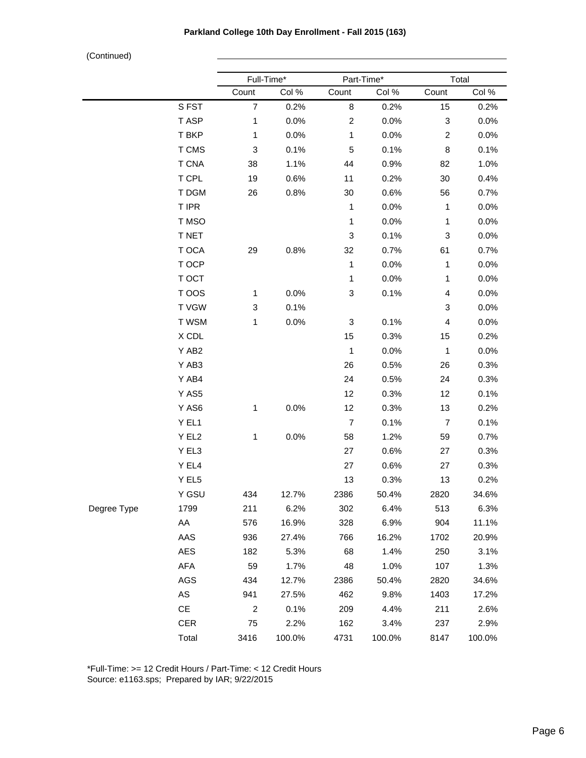**Parkland College 10th Day Enrollment - Fall 2015 (163)**

(Continued)

| | | Full-Time* | | Part-Time* | | Total | |
|---|---|---|---|---|---|---|---|
| | | Count | Col % | Count | Col % | Count | Col % |
| | S FST | 7 | 0.2% | 8 | 0.2% | 15 | 0.2% |
| | T ASP | 1 | 0.0% | 2 | 0.0% | 3 | 0.0% |
| | T BKP | 1 | 0.0% | 1 | 0.0% | 2 | 0.0% |
| | T CMS | 3 | 0.1% | 5 | 0.1% | 8 | 0.1% |
| | T CNA | 38 | 1.1% | 44 | 0.9% | 82 | 1.0% |
| | T CPL | 19 | 0.6% | 11 | 0.2% | 30 | 0.4% |
| | T DGM | 26 | 0.8% | 30 | 0.6% | 56 | 0.7% |
| | T IPR | | | 1 | 0.0% | 1 | 0.0% |
| | T MSO | | | 1 | 0.0% | 1 | 0.0% |
| | T NET | | | 3 | 0.1% | 3 | 0.0% |
| | T OCA | 29 | 0.8% | 32 | 0.7% | 61 | 0.7% |
| | T OCP | | | 1 | 0.0% | 1 | 0.0% |
| | T OCT | | | 1 | 0.0% | 1 | 0.0% |
| | T OOS | 1 | 0.0% | 3 | 0.1% | 4 | 0.0% |
| | T VGW | 3 | 0.1% | | | 3 | 0.0% |
| | T WSM | 1 | 0.0% | 3 | 0.1% | 4 | 0.0% |
| | X CDL | | | 15 | 0.3% | 15 | 0.2% |
| | Y AB2 | | | 1 | 0.0% | 1 | 0.0% |
| | Y AB3 | | | 26 | 0.5% | 26 | 0.3% |
| | Y AB4 | | | 24 | 0.5% | 24 | 0.3% |
| | Y AS5 | | | 12 | 0.3% | 12 | 0.1% |
| | Y AS6 | 1 | 0.0% | 12 | 0.3% | 13 | 0.2% |
| | Y EL1 | | | 7 | 0.1% | 7 | 0.1% |
| | Y EL2 | 1 | 0.0% | 58 | 1.2% | 59 | 0.7% |
| | Y EL3 | | | 27 | 0.6% | 27 | 0.3% |
| | Y EL4 | | | 27 | 0.6% | 27 | 0.3% |
| | Y EL5 | | | 13 | 0.3% | 13 | 0.2% |
| | Y GSU | 434 | 12.7% | 2386 | 50.4% | 2820 | 34.6% |
| Degree Type | 1799 | 211 | 6.2% | 302 | 6.4% | 513 | 6.3% |
| | AA | 576 | 16.9% | 328 | 6.9% | 904 | 11.1% |
| | AAS | 936 | 27.4% | 766 | 16.2% | 1702 | 20.9% |
| | AES | 182 | 5.3% | 68 | 1.4% | 250 | 3.1% |
| | AFA | 59 | 1.7% | 48 | 1.0% | 107 | 1.3% |
| | AGS | 434 | 12.7% | 2386 | 50.4% | 2820 | 34.6% |
| | AS | 941 | 27.5% | 462 | 9.8% | 1403 | 17.2% |
| | CE | 2 | 0.1% | 209 | 4.4% | 211 | 2.6% |
| | CER | 75 | 2.2% | 162 | 3.4% | 237 | 2.9% |
| | Total | 3416 | 100.0% | 4731 | 100.0% | 8147 | 100.0% |

*Full-Time: >= 12 Credit Hours / Part-Time: < 12 Credit Hours
Source: e1163.sps; Prepared by IAR; 9/22/2015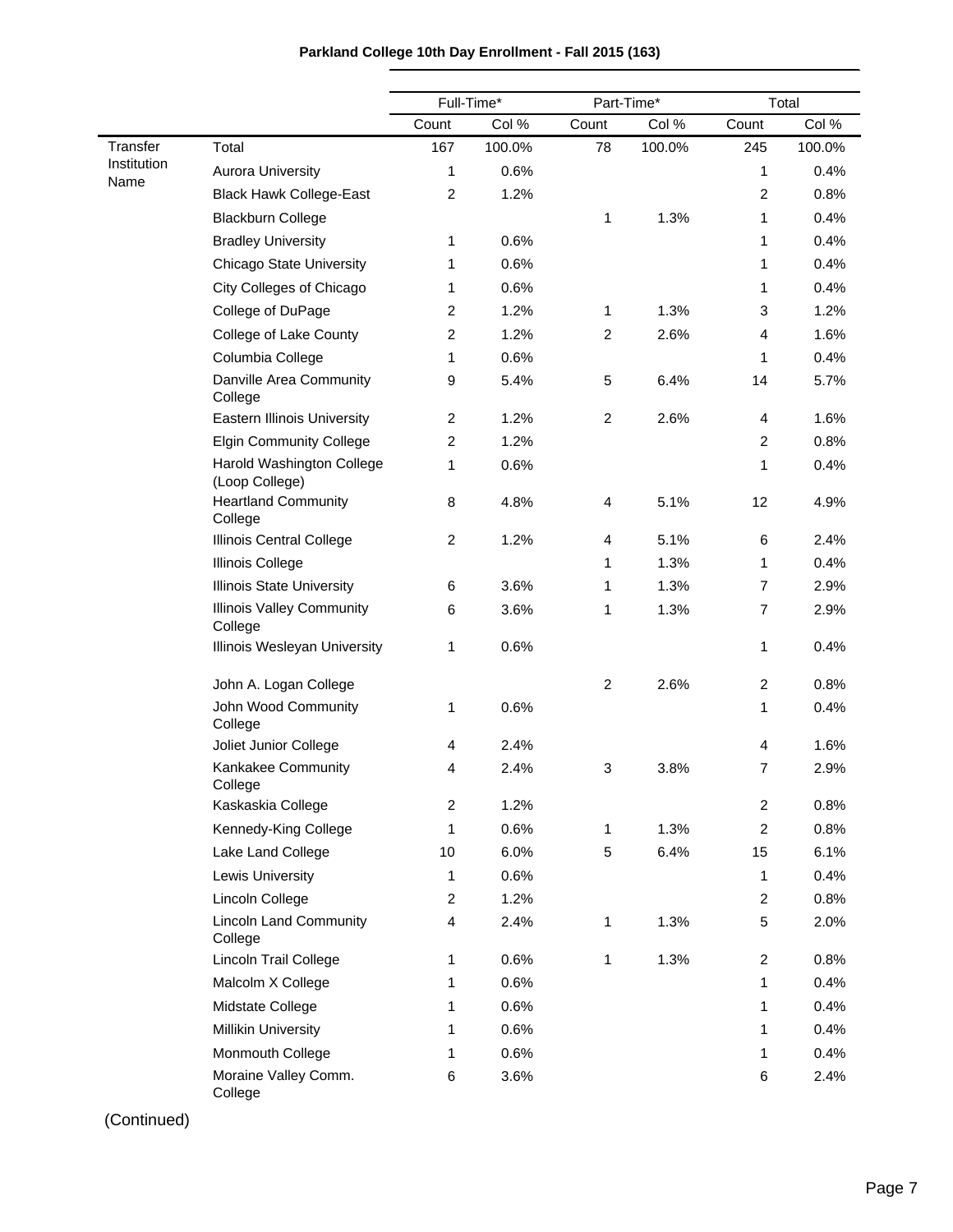**Parkland College 10th Day Enrollment - Fall 2015 (163)**

| | | Full-Time* | | Part-Time* | | Total | |
|---|---|---|---|---|---|---|---|
| | | Count | Col % | Count | Col % | Count | Col % |
| Transfer Institution Name | Total | 167 | 100.0% | 78 | 100.0% | 245 | 100.0% |
| | Aurora University | 1 | 0.6% | | | 1 | 0.4% |
| | Black Hawk College-East | 2 | 1.2% | | | 2 | 0.8% |
| | Blackburn College | | | 1 | 1.3% | 1 | 0.4% |
| | Bradley University | 1 | 0.6% | | | 1 | 0.4% |
| | Chicago State University | 1 | 0.6% | | | 1 | 0.4% |
| | City Colleges of Chicago | 1 | 0.6% | | | 1 | 0.4% |
| | College of DuPage | 2 | 1.2% | 1 | 1.3% | 3 | 1.2% |
| | College of Lake County | 2 | 1.2% | 2 | 2.6% | 4 | 1.6% |
| | Columbia College | 1 | 0.6% | | | 1 | 0.4% |
| | Danville Area Community College | 9 | 5.4% | 5 | 6.4% | 14 | 5.7% |
| | Eastern Illinois University | 2 | 1.2% | 2 | 2.6% | 4 | 1.6% |
| | Elgin Community College | 2 | 1.2% | | | 2 | 0.8% |
| | Harold Washington College (Loop College) | 1 | 0.6% | | | 1 | 0.4% |
| | Heartland Community College | 8 | 4.8% | 4 | 5.1% | 12 | 4.9% |
| | Illinois Central College | 2 | 1.2% | 4 | 5.1% | 6 | 2.4% |
| | Illinois College | | | 1 | 1.3% | 1 | 0.4% |
| | Illinois State University | 6 | 3.6% | 1 | 1.3% | 7 | 2.9% |
| | Illinois Valley Community College | 6 | 3.6% | 1 | 1.3% | 7 | 2.9% |
| | Illinois Wesleyan University | 1 | 0.6% | | | 1 | 0.4% |
| | John A. Logan College | | | 2 | 2.6% | 2 | 0.8% |
| | John Wood Community College | 1 | 0.6% | | | 1 | 0.4% |
| | Joliet Junior College | 4 | 2.4% | | | 4 | 1.6% |
| | Kankakee Community College | 4 | 2.4% | 3 | 3.8% | 7 | 2.9% |
| | Kaskaskia College | 2 | 1.2% | | | 2 | 0.8% |
| | Kennedy-King College | 1 | 0.6% | 1 | 1.3% | 2 | 0.8% |
| | Lake Land College | 10 | 6.0% | 5 | 6.4% | 15 | 6.1% |
| | Lewis University | 1 | 0.6% | | | 1 | 0.4% |
| | Lincoln College | 2 | 1.2% | | | 2 | 0.8% |
| | Lincoln Land Community College | 4 | 2.4% | 1 | 1.3% | 5 | 2.0% |
| | Lincoln Trail College | 1 | 0.6% | 1 | 1.3% | 2 | 0.8% |
| | Malcolm X College | 1 | 0.6% | | | 1 | 0.4% |
| | Midstate College | 1 | 0.6% | | | 1 | 0.4% |
| | Millikin University | 1 | 0.6% | | | 1 | 0.4% |
| | Monmouth College | 1 | 0.6% | | | 1 | 0.4% |
| | Moraine Valley Comm. College | 6 | 3.6% | | | 6 | 2.4% |

(Continued)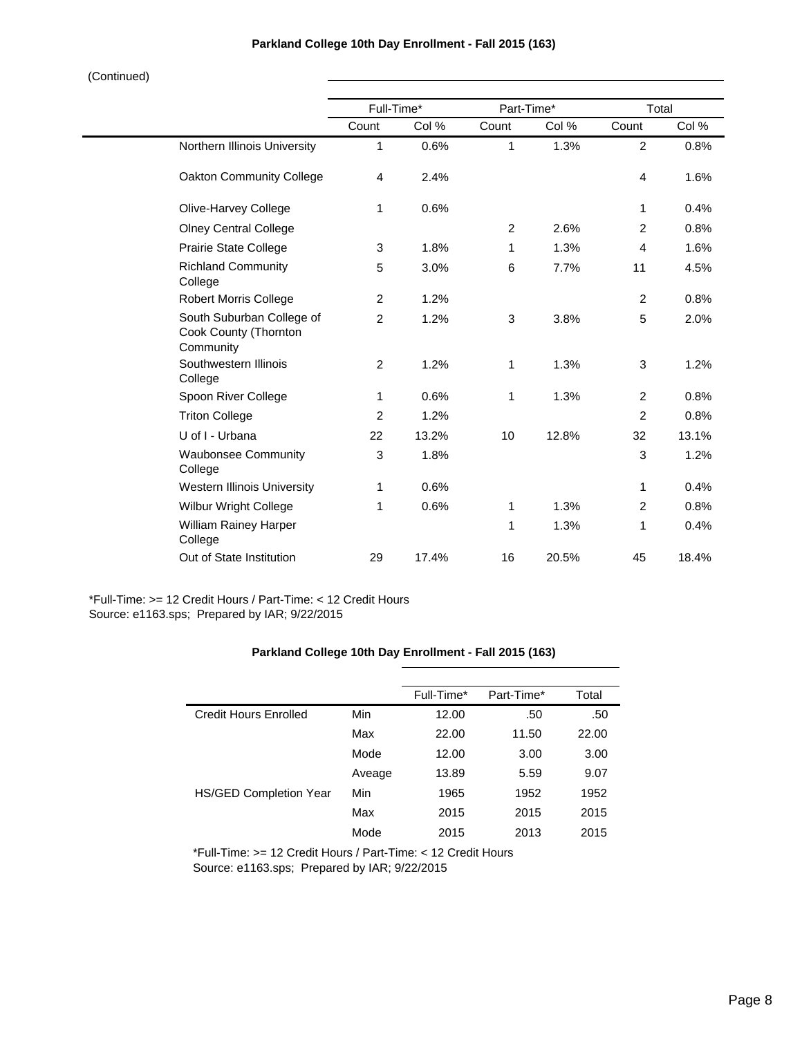### Parkland College 10th Day Enrollment - Fall 2015 (163)

(Continued)

| | Full-Time* | | Part-Time* | | Total | |
|---|---|---|---|---|---|---|
| | Count | Col % | Count | Col % | Count | Col % |
| Northern Illinois University | 1 | 0.6% | 1 | 1.3% | 2 | 0.8% |
| Oakton Community College | 4 | 2.4% | | | 4 | 1.6% |
| Olive-Harvey College | 1 | 0.6% | | | 1 | 0.4% |
| Olney Central College | | | 2 | 2.6% | 2 | 0.8% |
| Prairie State College | 3 | 1.8% | 1 | 1.3% | 4 | 1.6% |
| Richland Community College | 5 | 3.0% | 6 | 7.7% | 11 | 4.5% |
| Robert Morris College | 2 | 1.2% | | | 2 | 0.8% |
| South Suburban College of Cook County (Thornton Community | 2 | 1.2% | 3 | 3.8% | 5 | 2.0% |
| Southwestern Illinois College | 2 | 1.2% | 1 | 1.3% | 3 | 1.2% |
| Spoon River College | 1 | 0.6% | 1 | 1.3% | 2 | 0.8% |
| Triton College | 2 | 1.2% | | | 2 | 0.8% |
| U of I - Urbana | 22 | 13.2% | 10 | 12.8% | 32 | 13.1% |
| Waubonsee Community College | 3 | 1.8% | | | 3 | 1.2% |
| Western Illinois University | 1 | 0.6% | | | 1 | 0.4% |
| Wilbur Wright College | 1 | 0.6% | 1 | 1.3% | 2 | 0.8% |
| William Rainey Harper College | | | 1 | 1.3% | 1 | 0.4% |
| Out of State Institution | 29 | 17.4% | 16 | 20.5% | 45 | 18.4% |

*Full-Time: >= 12 Credit Hours / Part-Time: < 12 Credit Hours
Source: e1163.sps; Prepared by IAR; 9/22/2015

### Parkland College 10th Day Enrollment - Fall 2015 (163)

| | | Full-Time* | Part-Time* | Total |
|---|---|---|---|---|
| Credit Hours Enrolled | Min | 12.00 | .50 | .50 |
| | Max | 22.00 | 11.50 | 22.00 |
| | Mode | 12.00 | 3.00 | 3.00 |
| | Aveage | 13.89 | 5.59 | 9.07 |
| HS/GED Completion Year | Min | 1965 | 1952 | 1952 |
| | Max | 2015 | 2015 | 2015 |
| | Mode | 2015 | 2013 | 2015 |

*Full-Time: >= 12 Credit Hours / Part-Time: < 12 Credit Hours
Source: e1163.sps; Prepared by IAR; 9/22/2015